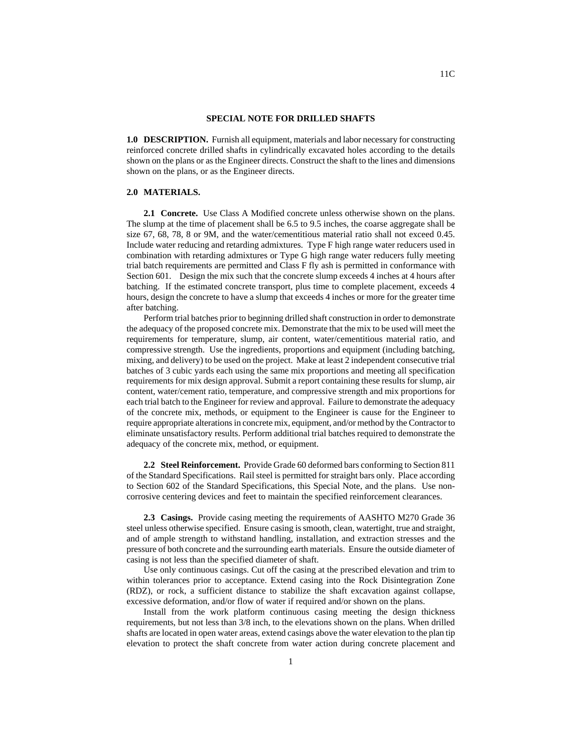## SPECIAL NOTE FOR DRILLED SHAFTS

**1.0 DESCRIPTION.** Furnish all equipment, materials and labor necessary for constructing reinforced concrete drilled shafts in cylindrically excavated holes according to the details shown on the plans or as the Engineer directs. Construct the shaft to the lines and dimensions shown on the plans, or as the Engineer directs.

**2.0 MATERIALS.**

**2.1 Concrete.** Use Class A Modified concrete unless otherwise shown on the plans. The slump at the time of placement shall be 6.5 to 9.5 inches, the coarse aggregate shall be size 67, 68, 78, 8 or 9M, and the water/cementitious material ratio shall not exceed 0.45. Include water reducing and retarding admixtures. Type F high range water reducers used in combination with retarding admixtures or Type G high range water reducers fully meeting trial batch requirements are permitted and Class F fly ash is permitted in conformance with Section 601. Design the mix such that the concrete slump exceeds 4 inches at 4 hours after batching. If the estimated concrete transport, plus time to complete placement, exceeds 4 hours, design the concrete to have a slump that exceeds 4 inches or more for the greater time after batching.

Perform trial batches prior to beginning drilled shaft construction in order to demonstrate the adequacy of the proposed concrete mix. Demonstrate that the mix to be used will meet the requirements for temperature, slump, air content, water/cementitious material ratio, and compressive strength. Use the ingredients, proportions and equipment (including batching, mixing, and delivery) to be used on the project. Make at least 2 independent consecutive trial batches of 3 cubic yards each using the same mix proportions and meeting all specification requirements for mix design approval. Submit a report containing these results for slump, air content, water/cement ratio, temperature, and compressive strength and mix proportions for each trial batch to the Engineer for review and approval. Failure to demonstrate the adequacy of the concrete mix, methods, or equipment to the Engineer is cause for the Engineer to require appropriate alterations in concrete mix, equipment, and/or method by the Contractor to eliminate unsatisfactory results. Perform additional trial batches required to demonstrate the adequacy of the concrete mix, method, or equipment.

**2.2 Steel Reinforcement.** Provide Grade 60 deformed bars conforming to Section 811 of the Standard Specifications. Rail steel is permitted for straight bars only. Place according to Section 602 of the Standard Specifications, this Special Note, and the plans. Use non-corrosive centering devices and feet to maintain the specified reinforcement clearances.

**2.3 Casings.** Provide casing meeting the requirements of AASHTO M270 Grade 36 steel unless otherwise specified. Ensure casing is smooth, clean, watertight, true and straight, and of ample strength to withstand handling, installation, and extraction stresses and the pressure of both concrete and the surrounding earth materials. Ensure the outside diameter of casing is not less than the specified diameter of shaft.

Use only continuous casings. Cut off the casing at the prescribed elevation and trim to within tolerances prior to acceptance. Extend casing into the Rock Disintegration Zone (RDZ), or rock, a sufficient distance to stabilize the shaft excavation against collapse, excessive deformation, and/or flow of water if required and/or shown on the plans.

Install from the work platform continuous casing meeting the design thickness requirements, but not less than 3/8 inch, to the elevations shown on the plans. When drilled shafts are located in open water areas, extend casings above the water elevation to the plan tip elevation to protect the shaft concrete from water action during concrete placement and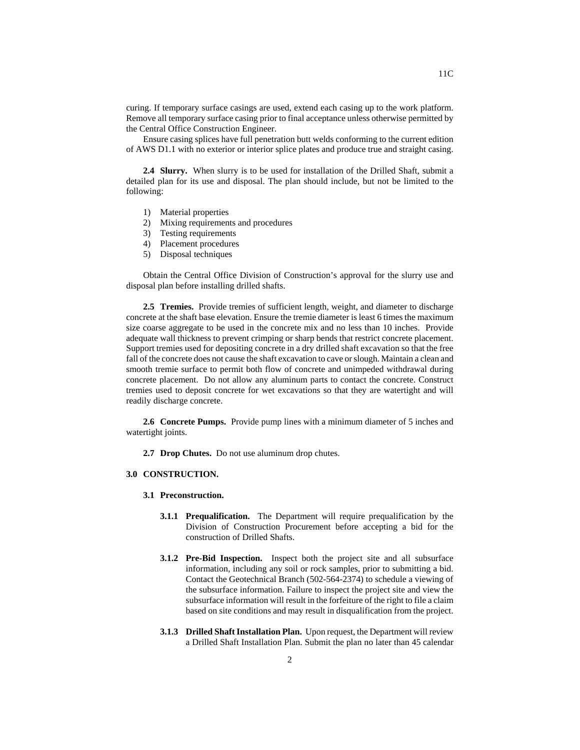curing. If temporary surface casings are used, extend each casing up to the work platform. Remove all temporary surface casing prior to final acceptance unless otherwise permitted by the Central Office Construction Engineer.

Ensure casing splices have full penetration butt welds conforming to the current edition of AWS D1.1 with no exterior or interior splice plates and produce true and straight casing.

**2.4 Slurry.** When slurry is to be used for installation of the Drilled Shaft, submit a detailed plan for its use and disposal. The plan should include, but not be limited to the following:

1) Material properties
2) Mixing requirements and procedures
3) Testing requirements
4) Placement procedures
5) Disposal techniques

Obtain the Central Office Division of Construction's approval for the slurry use and disposal plan before installing drilled shafts.

**2.5 Tremies.** Provide tremies of sufficient length, weight, and diameter to discharge concrete at the shaft base elevation. Ensure the tremie diameter is least 6 times the maximum size coarse aggregate to be used in the concrete mix and no less than 10 inches. Provide adequate wall thickness to prevent crimping or sharp bends that restrict concrete placement. Support tremies used for depositing concrete in a dry drilled shaft excavation so that the free fall of the concrete does not cause the shaft excavation to cave or slough. Maintain a clean and smooth tremie surface to permit both flow of concrete and unimpeded withdrawal during concrete placement. Do not allow any aluminum parts to contact the concrete. Construct tremies used to deposit concrete for wet excavations so that they are watertight and will readily discharge concrete.

**2.6 Concrete Pumps.** Provide pump lines with a minimum diameter of 5 inches and watertight joints.

**2.7 Drop Chutes.** Do not use aluminum drop chutes.

## 3.0 CONSTRUCTION.

### 3.1 Preconstruction.

**3.1.1 Prequalification.** The Department will require prequalification by the Division of Construction Procurement before accepting a bid for the construction of Drilled Shafts.

**3.1.2 Pre-Bid Inspection.** Inspect both the project site and all subsurface information, including any soil or rock samples, prior to submitting a bid. Contact the Geotechnical Branch (502-564-2374) to schedule a viewing of the subsurface information. Failure to inspect the project site and view the subsurface information will result in the forfeiture of the right to file a claim based on site conditions and may result in disqualification from the project.

**3.1.3 Drilled Shaft Installation Plan.** Upon request, the Department will review a Drilled Shaft Installation Plan. Submit the plan no later than 45 calendar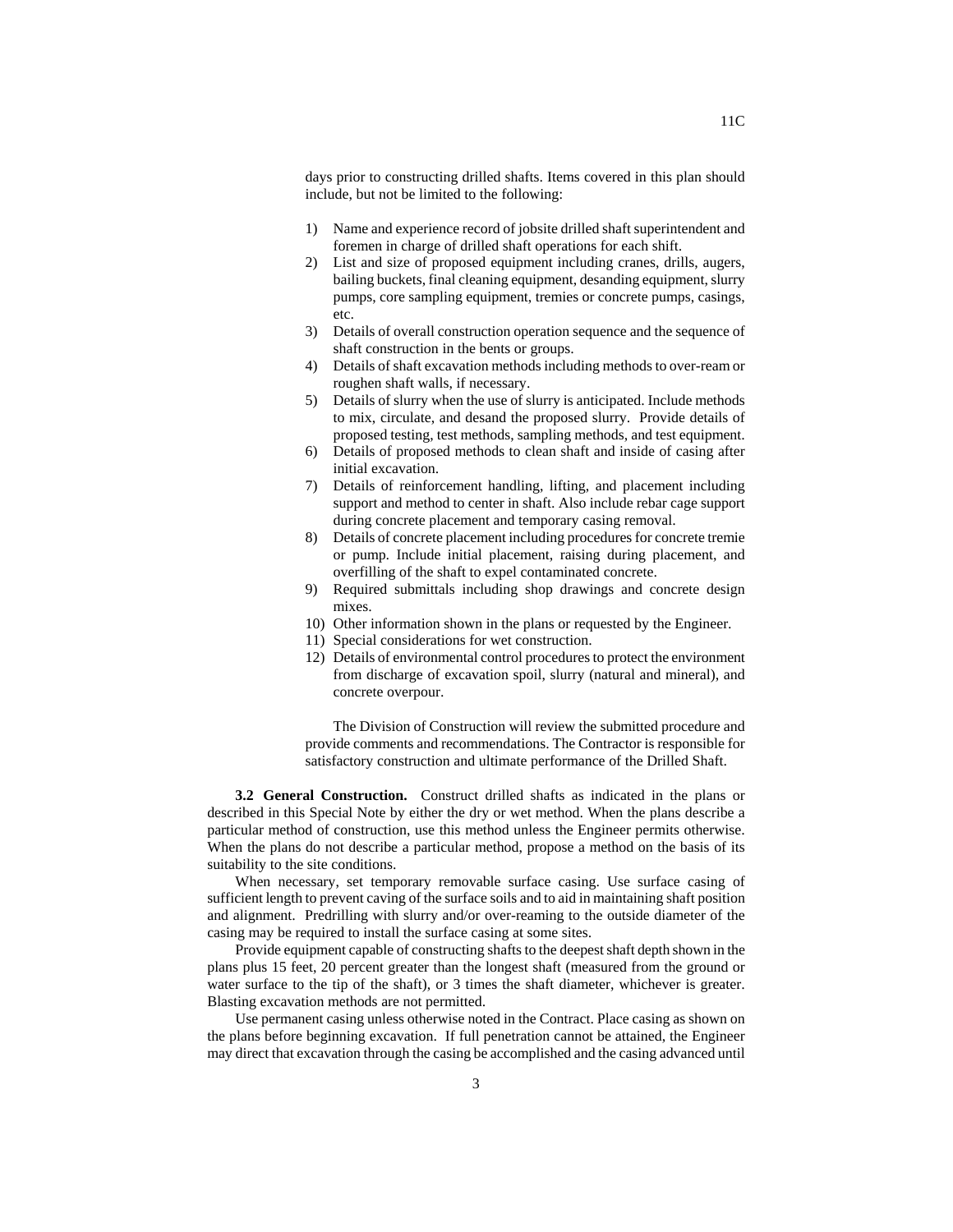days prior to constructing drilled shafts. Items covered in this plan should include, but not be limited to the following:

1) Name and experience record of jobsite drilled shaft superintendent and foremen in charge of drilled shaft operations for each shift.
2) List and size of proposed equipment including cranes, drills, augers, bailing buckets, final cleaning equipment, desanding equipment, slurry pumps, core sampling equipment, tremies or concrete pumps, casings, etc.
3) Details of overall construction operation sequence and the sequence of shaft construction in the bents or groups.
4) Details of shaft excavation methods including methods to over-ream or roughen shaft walls, if necessary.
5) Details of slurry when the use of slurry is anticipated. Include methods to mix, circulate, and desand the proposed slurry. Provide details of proposed testing, test methods, sampling methods, and test equipment.
6) Details of proposed methods to clean shaft and inside of casing after initial excavation.
7) Details of reinforcement handling, lifting, and placement including support and method to center in shaft. Also include rebar cage support during concrete placement and temporary casing removal.
8) Details of concrete placement including procedures for concrete tremie or pump. Include initial placement, raising during placement, and overfilling of the shaft to expel contaminated concrete.
9) Required submittals including shop drawings and concrete design mixes.
10) Other information shown in the plans or requested by the Engineer.
11) Special considerations for wet construction.
12) Details of environmental control procedures to protect the environment from discharge of excavation spoil, slurry (natural and mineral), and concrete overpour.

The Division of Construction will review the submitted procedure and provide comments and recommendations. The Contractor is responsible for satisfactory construction and ultimate performance of the Drilled Shaft.

**3.2 General Construction.** Construct drilled shafts as indicated in the plans or described in this Special Note by either the dry or wet method. When the plans describe a particular method of construction, use this method unless the Engineer permits otherwise. When the plans do not describe a particular method, propose a method on the basis of its suitability to the site conditions.

When necessary, set temporary removable surface casing. Use surface casing of sufficient length to prevent caving of the surface soils and to aid in maintaining shaft position and alignment. Predrilling with slurry and/or over-reaming to the outside diameter of the casing may be required to install the surface casing at some sites.

Provide equipment capable of constructing shafts to the deepest shaft depth shown in the plans plus 15 feet, 20 percent greater than the longest shaft (measured from the ground or water surface to the tip of the shaft), or 3 times the shaft diameter, whichever is greater. Blasting excavation methods are not permitted.

Use permanent casing unless otherwise noted in the Contract. Place casing as shown on the plans before beginning excavation. If full penetration cannot be attained, the Engineer may direct that excavation through the casing be accomplished and the casing advanced until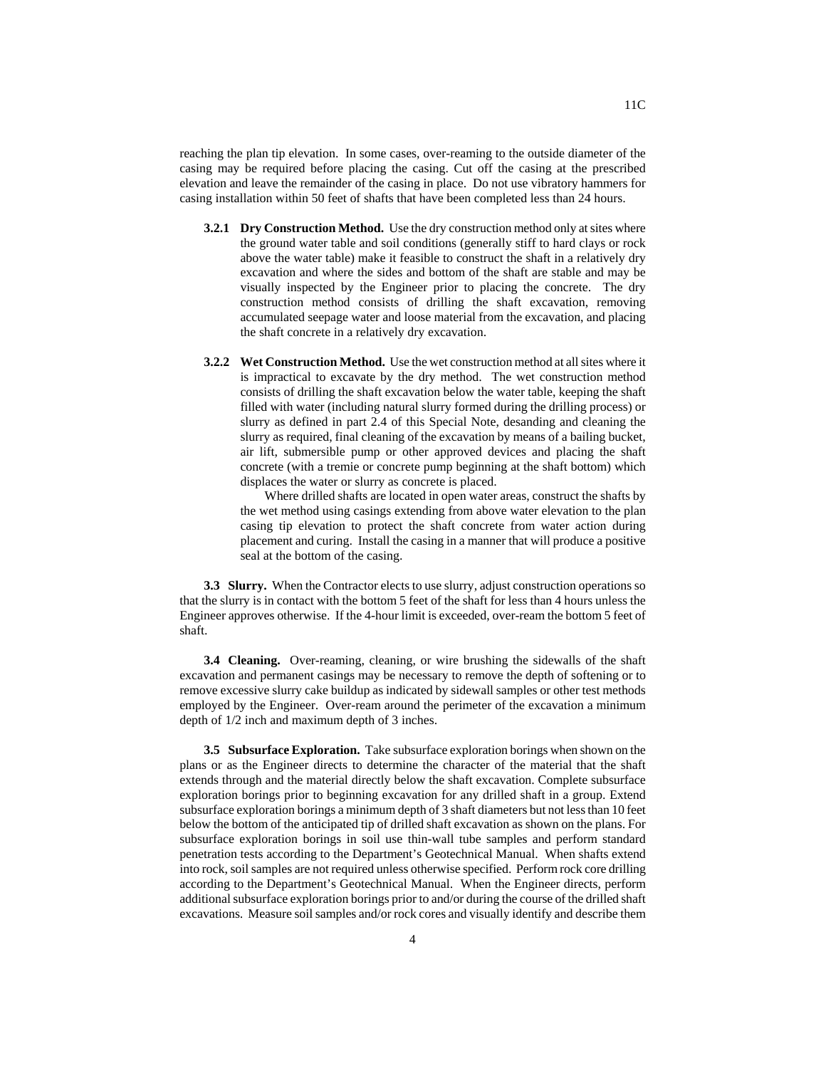reaching the plan tip elevation. In some cases, over-reaming to the outside diameter of the casing may be required before placing the casing. Cut off the casing at the prescribed elevation and leave the remainder of the casing in place. Do not use vibratory hammers for casing installation within 50 feet of shafts that have been completed less than 24 hours.

**3.2.1 Dry Construction Method.** Use the dry construction method only at sites where the ground water table and soil conditions (generally stiff to hard clays or rock above the water table) make it feasible to construct the shaft in a relatively dry excavation and where the sides and bottom of the shaft are stable and may be visually inspected by the Engineer prior to placing the concrete. The dry construction method consists of drilling the shaft excavation, removing accumulated seepage water and loose material from the excavation, and placing the shaft concrete in a relatively dry excavation.

**3.2.2 Wet Construction Method.** Use the wet construction method at all sites where it is impractical to excavate by the dry method. The wet construction method consists of drilling the shaft excavation below the water table, keeping the shaft filled with water (including natural slurry formed during the drilling process) or slurry as defined in part 2.4 of this Special Note, desanding and cleaning the slurry as required, final cleaning of the excavation by means of a bailing bucket, air lift, submersible pump or other approved devices and placing the shaft concrete (with a tremie or concrete pump beginning at the shaft bottom) which displaces the water or slurry as concrete is placed.

Where drilled shafts are located in open water areas, construct the shafts by the wet method using casings extending from above water elevation to the plan casing tip elevation to protect the shaft concrete from water action during placement and curing. Install the casing in a manner that will produce a positive seal at the bottom of the casing.

**3.3 Slurry.** When the Contractor elects to use slurry, adjust construction operations so that the slurry is in contact with the bottom 5 feet of the shaft for less than 4 hours unless the Engineer approves otherwise. If the 4-hour limit is exceeded, over-ream the bottom 5 feet of shaft.

**3.4 Cleaning.** Over-reaming, cleaning, or wire brushing the sidewalls of the shaft excavation and permanent casings may be necessary to remove the depth of softening or to remove excessive slurry cake buildup as indicated by sidewall samples or other test methods employed by the Engineer. Over-ream around the perimeter of the excavation a minimum depth of 1/2 inch and maximum depth of 3 inches.

**3.5 Subsurface Exploration.** Take subsurface exploration borings when shown on the plans or as the Engineer directs to determine the character of the material that the shaft extends through and the material directly below the shaft excavation. Complete subsurface exploration borings prior to beginning excavation for any drilled shaft in a group. Extend subsurface exploration borings a minimum depth of 3 shaft diameters but not less than 10 feet below the bottom of the anticipated tip of drilled shaft excavation as shown on the plans. For subsurface exploration borings in soil use thin-wall tube samples and perform standard penetration tests according to the Department's Geotechnical Manual. When shafts extend into rock, soil samples are not required unless otherwise specified. Perform rock core drilling according to the Department's Geotechnical Manual. When the Engineer directs, perform additional subsurface exploration borings prior to and/or during the course of the drilled shaft excavations. Measure soil samples and/or rock cores and visually identify and describe them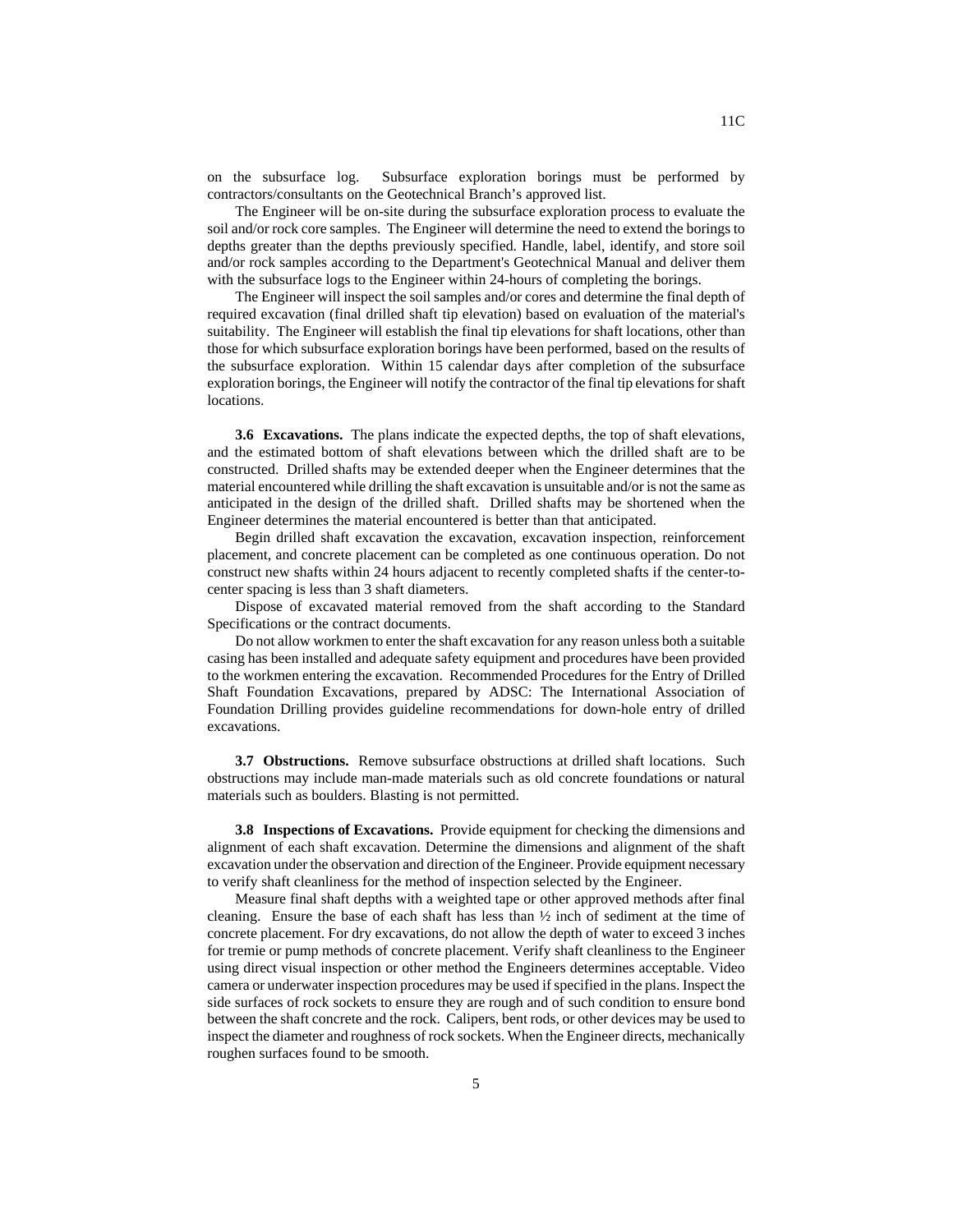on the subsurface log. Subsurface exploration borings must be performed by contractors/consultants on the Geotechnical Branch's approved list.

The Engineer will be on-site during the subsurface exploration process to evaluate the soil and/or rock core samples. The Engineer will determine the need to extend the borings to depths greater than the depths previously specified. Handle, label, identify, and store soil and/or rock samples according to the Department's Geotechnical Manual and deliver them with the subsurface logs to the Engineer within 24-hours of completing the borings.

The Engineer will inspect the soil samples and/or cores and determine the final depth of required excavation (final drilled shaft tip elevation) based on evaluation of the material's suitability. The Engineer will establish the final tip elevations for shaft locations, other than those for which subsurface exploration borings have been performed, based on the results of the subsurface exploration. Within 15 calendar days after completion of the subsurface exploration borings, the Engineer will notify the contractor of the final tip elevations for shaft locations.

**3.6 Excavations.** The plans indicate the expected depths, the top of shaft elevations, and the estimated bottom of shaft elevations between which the drilled shaft are to be constructed. Drilled shafts may be extended deeper when the Engineer determines that the material encountered while drilling the shaft excavation is unsuitable and/or is not the same as anticipated in the design of the drilled shaft. Drilled shafts may be shortened when the Engineer determines the material encountered is better than that anticipated.

Begin drilled shaft excavation the excavation, excavation inspection, reinforcement placement, and concrete placement can be completed as one continuous operation. Do not construct new shafts within 24 hours adjacent to recently completed shafts if the center-to-center spacing is less than 3 shaft diameters.

Dispose of excavated material removed from the shaft according to the Standard Specifications or the contract documents.

Do not allow workmen to enter the shaft excavation for any reason unless both a suitable casing has been installed and adequate safety equipment and procedures have been provided to the workmen entering the excavation. Recommended Procedures for the Entry of Drilled Shaft Foundation Excavations, prepared by ADSC: The International Association of Foundation Drilling provides guideline recommendations for down-hole entry of drilled excavations.

**3.7 Obstructions.** Remove subsurface obstructions at drilled shaft locations. Such obstructions may include man-made materials such as old concrete foundations or natural materials such as boulders. Blasting is not permitted.

**3.8 Inspections of Excavations.** Provide equipment for checking the dimensions and alignment of each shaft excavation. Determine the dimensions and alignment of the shaft excavation under the observation and direction of the Engineer. Provide equipment necessary to verify shaft cleanliness for the method of inspection selected by the Engineer.

Measure final shaft depths with a weighted tape or other approved methods after final cleaning. Ensure the base of each shaft has less than ½ inch of sediment at the time of concrete placement. For dry excavations, do not allow the depth of water to exceed 3 inches for tremie or pump methods of concrete placement. Verify shaft cleanliness to the Engineer using direct visual inspection or other method the Engineers determines acceptable. Video camera or underwater inspection procedures may be used if specified in the plans. Inspect the side surfaces of rock sockets to ensure they are rough and of such condition to ensure bond between the shaft concrete and the rock. Calipers, bent rods, or other devices may be used to inspect the diameter and roughness of rock sockets. When the Engineer directs, mechanically roughen surfaces found to be smooth.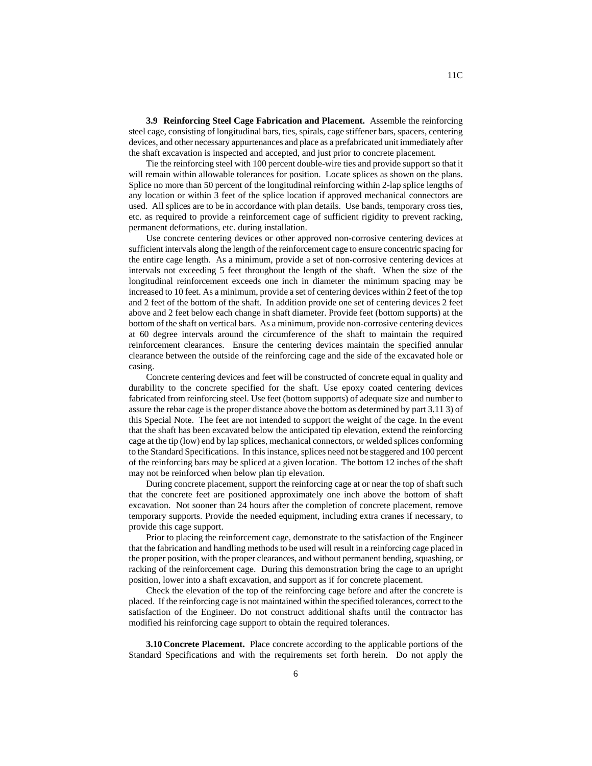**3.9 Reinforcing Steel Cage Fabrication and Placement.** Assemble the reinforcing steel cage, consisting of longitudinal bars, ties, spirals, cage stiffener bars, spacers, centering devices, and other necessary appurtenances and place as a prefabricated unit immediately after the shaft excavation is inspected and accepted, and just prior to concrete placement.

Tie the reinforcing steel with 100 percent double-wire ties and provide support so that it will remain within allowable tolerances for position. Locate splices as shown on the plans. Splice no more than 50 percent of the longitudinal reinforcing within 2-lap splice lengths of any location or within 3 feet of the splice location if approved mechanical connectors are used. All splices are to be in accordance with plan details. Use bands, temporary cross ties, etc. as required to provide a reinforcement cage of sufficient rigidity to prevent racking, permanent deformations, etc. during installation.

Use concrete centering devices or other approved non-corrosive centering devices at sufficient intervals along the length of the reinforcement cage to ensure concentric spacing for the entire cage length. As a minimum, provide a set of non-corrosive centering devices at intervals not exceeding 5 feet throughout the length of the shaft. When the size of the longitudinal reinforcement exceeds one inch in diameter the minimum spacing may be increased to 10 feet. As a minimum, provide a set of centering devices within 2 feet of the top and 2 feet of the bottom of the shaft. In addition provide one set of centering devices 2 feet above and 2 feet below each change in shaft diameter. Provide feet (bottom supports) at the bottom of the shaft on vertical bars. As a minimum, provide non-corrosive centering devices at 60 degree intervals around the circumference of the shaft to maintain the required reinforcement clearances. Ensure the centering devices maintain the specified annular clearance between the outside of the reinforcing cage and the side of the excavated hole or casing.

Concrete centering devices and feet will be constructed of concrete equal in quality and durability to the concrete specified for the shaft. Use epoxy coated centering devices fabricated from reinforcing steel. Use feet (bottom supports) of adequate size and number to assure the rebar cage is the proper distance above the bottom as determined by part 3.11 3) of this Special Note. The feet are not intended to support the weight of the cage. In the event that the shaft has been excavated below the anticipated tip elevation, extend the reinforcing cage at the tip (low) end by lap splices, mechanical connectors, or welded splices conforming to the Standard Specifications. In this instance, splices need not be staggered and 100 percent of the reinforcing bars may be spliced at a given location. The bottom 12 inches of the shaft may not be reinforced when below plan tip elevation.

During concrete placement, support the reinforcing cage at or near the top of shaft such that the concrete feet are positioned approximately one inch above the bottom of shaft excavation. Not sooner than 24 hours after the completion of concrete placement, remove temporary supports. Provide the needed equipment, including extra cranes if necessary, to provide this cage support.

Prior to placing the reinforcement cage, demonstrate to the satisfaction of the Engineer that the fabrication and handling methods to be used will result in a reinforcing cage placed in the proper position, with the proper clearances, and without permanent bending, squashing, or racking of the reinforcement cage. During this demonstration bring the cage to an upright position, lower into a shaft excavation, and support as if for concrete placement.

Check the elevation of the top of the reinforcing cage before and after the concrete is placed. If the reinforcing cage is not maintained within the specified tolerances, correct to the satisfaction of the Engineer. Do not construct additional shafts until the contractor has modified his reinforcing cage support to obtain the required tolerances.

**3.10 Concrete Placement.** Place concrete according to the applicable portions of the Standard Specifications and with the requirements set forth herein. Do not apply the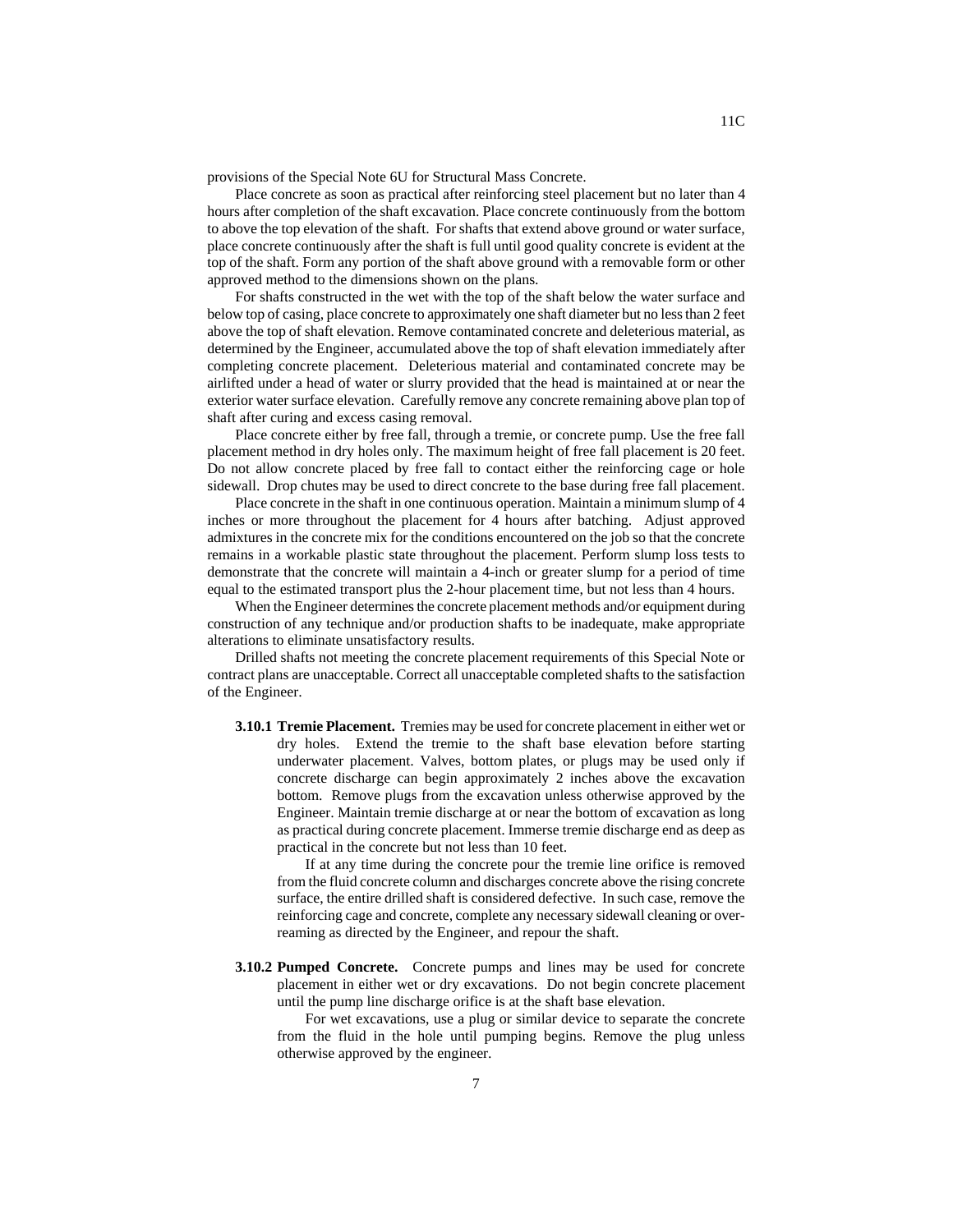provisions of the Special Note 6U for Structural Mass Concrete.

Place concrete as soon as practical after reinforcing steel placement but no later than 4 hours after completion of the shaft excavation. Place concrete continuously from the bottom to above the top elevation of the shaft. For shafts that extend above ground or water surface, place concrete continuously after the shaft is full until good quality concrete is evident at the top of the shaft. Form any portion of the shaft above ground with a removable form or other approved method to the dimensions shown on the plans.

For shafts constructed in the wet with the top of the shaft below the water surface and below top of casing, place concrete to approximately one shaft diameter but no less than 2 feet above the top of shaft elevation. Remove contaminated concrete and deleterious material, as determined by the Engineer, accumulated above the top of shaft elevation immediately after completing concrete placement. Deleterious material and contaminated concrete may be airlifted under a head of water or slurry provided that the head is maintained at or near the exterior water surface elevation. Carefully remove any concrete remaining above plan top of shaft after curing and excess casing removal.

Place concrete either by free fall, through a tremie, or concrete pump. Use the free fall placement method in dry holes only. The maximum height of free fall placement is 20 feet. Do not allow concrete placed by free fall to contact either the reinforcing cage or hole sidewall. Drop chutes may be used to direct concrete to the base during free fall placement.

Place concrete in the shaft in one continuous operation. Maintain a minimum slump of 4 inches or more throughout the placement for 4 hours after batching. Adjust approved admixtures in the concrete mix for the conditions encountered on the job so that the concrete remains in a workable plastic state throughout the placement. Perform slump loss tests to demonstrate that the concrete will maintain a 4-inch or greater slump for a period of time equal to the estimated transport plus the 2-hour placement time, but not less than 4 hours.

When the Engineer determines the concrete placement methods and/or equipment during construction of any technique and/or production shafts to be inadequate, make appropriate alterations to eliminate unsatisfactory results.

Drilled shafts not meeting the concrete placement requirements of this Special Note or contract plans are unacceptable. Correct all unacceptable completed shafts to the satisfaction of the Engineer.

**3.10.1 Tremie Placement.** Tremies may be used for concrete placement in either wet or dry holes. Extend the tremie to the shaft base elevation before starting underwater placement. Valves, bottom plates, or plugs may be used only if concrete discharge can begin approximately 2 inches above the excavation bottom. Remove plugs from the excavation unless otherwise approved by the Engineer. Maintain tremie discharge at or near the bottom of excavation as long as practical during concrete placement. Immerse tremie discharge end as deep as practical in the concrete but not less than 10 feet.

If at any time during the concrete pour the tremie line orifice is removed from the fluid concrete column and discharges concrete above the rising concrete surface, the entire drilled shaft is considered defective. In such case, remove the reinforcing cage and concrete, complete any necessary sidewall cleaning or over-reaming as directed by the Engineer, and repour the shaft.

**3.10.2 Pumped Concrete.** Concrete pumps and lines may be used for concrete placement in either wet or dry excavations. Do not begin concrete placement until the pump line discharge orifice is at the shaft base elevation.

For wet excavations, use a plug or similar device to separate the concrete from the fluid in the hole until pumping begins. Remove the plug unless otherwise approved by the engineer.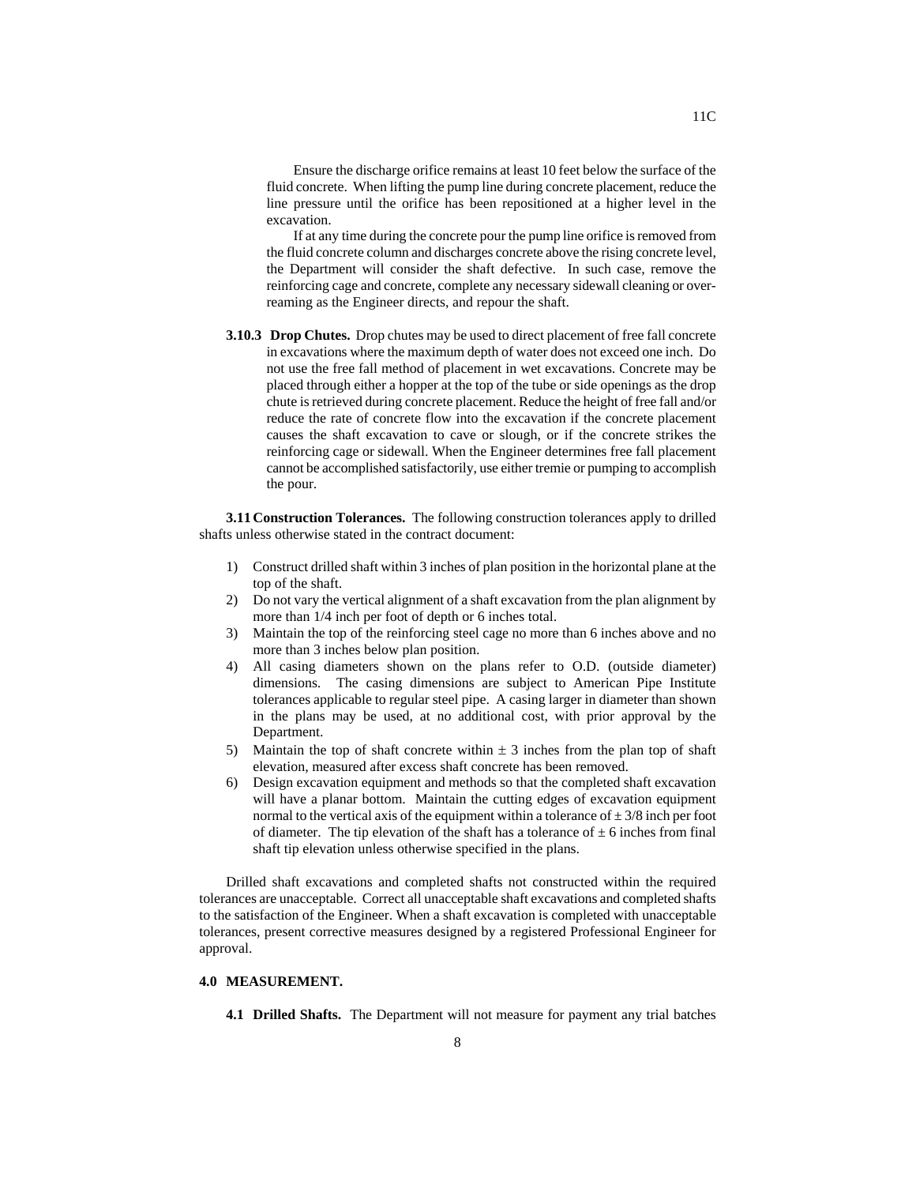Ensure the discharge orifice remains at least 10 feet below the surface of the fluid concrete. When lifting the pump line during concrete placement, reduce the line pressure until the orifice has been repositioned at a higher level in the excavation.

If at any time during the concrete pour the pump line orifice is removed from the fluid concrete column and discharges concrete above the rising concrete level, the Department will consider the shaft defective. In such case, remove the reinforcing cage and concrete, complete any necessary sidewall cleaning or over-reaming as the Engineer directs, and repour the shaft.

**3.10.3 Drop Chutes.** Drop chutes may be used to direct placement of free fall concrete in excavations where the maximum depth of water does not exceed one inch. Do not use the free fall method of placement in wet excavations. Concrete may be placed through either a hopper at the top of the tube or side openings as the drop chute is retrieved during concrete placement. Reduce the height of free fall and/or reduce the rate of concrete flow into the excavation if the concrete placement causes the shaft excavation to cave or slough, or if the concrete strikes the reinforcing cage or sidewall. When the Engineer determines free fall placement cannot be accomplished satisfactorily, use either tremie or pumping to accomplish the pour.

**3.11 Construction Tolerances.** The following construction tolerances apply to drilled shafts unless otherwise stated in the contract document:

1) Construct drilled shaft within 3 inches of plan position in the horizontal plane at the top of the shaft.
2) Do not vary the vertical alignment of a shaft excavation from the plan alignment by more than 1/4 inch per foot of depth or 6 inches total.
3) Maintain the top of the reinforcing steel cage no more than 6 inches above and no more than 3 inches below plan position.
4) All casing diameters shown on the plans refer to O.D. (outside diameter) dimensions. The casing dimensions are subject to American Pipe Institute tolerances applicable to regular steel pipe. A casing larger in diameter than shown in the plans may be used, at no additional cost, with prior approval by the Department.
5) Maintain the top of shaft concrete within $\pm$ 3 inches from the plan top of shaft elevation, measured after excess shaft concrete has been removed.
6) Design excavation equipment and methods so that the completed shaft excavation will have a planar bottom. Maintain the cutting edges of excavation equipment normal to the vertical axis of the equipment within a tolerance of $\pm$ 3/8 inch per foot of diameter. The tip elevation of the shaft has a tolerance of $\pm$ 6 inches from final shaft tip elevation unless otherwise specified in the plans.

Drilled shaft excavations and completed shafts not constructed within the required tolerances are unacceptable. Correct all unacceptable shaft excavations and completed shafts to the satisfaction of the Engineer. When a shaft excavation is completed with unacceptable tolerances, present corrective measures designed by a registered Professional Engineer for approval.

## 4.0 MEASUREMENT.

**4.1 Drilled Shafts.** The Department will not measure for payment any trial batches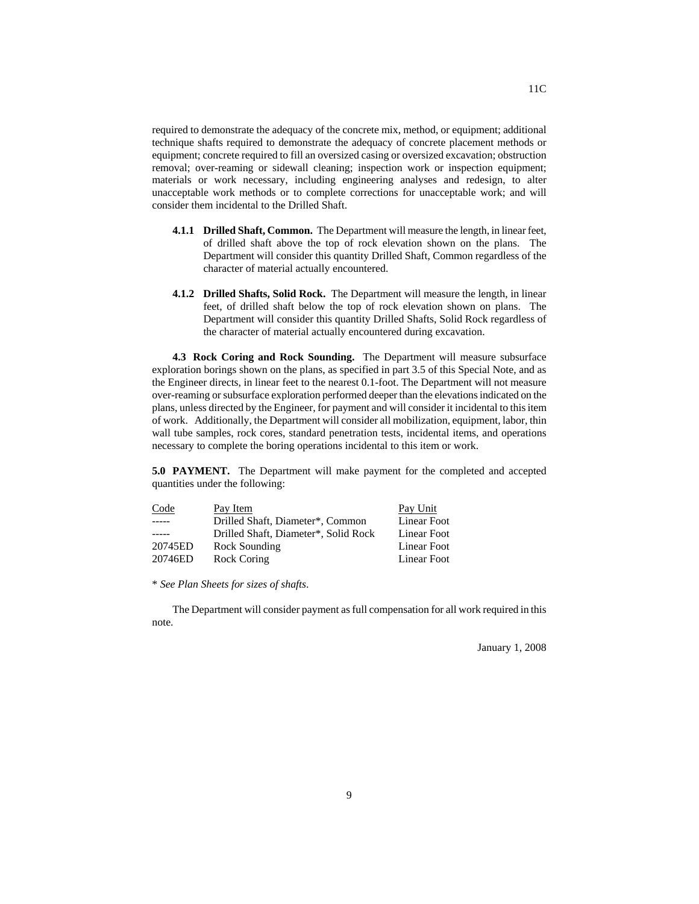required to demonstrate the adequacy of the concrete mix, method, or equipment; additional technique shafts required to demonstrate the adequacy of concrete placement methods or equipment; concrete required to fill an oversized casing or oversized excavation; obstruction removal; over-reaming or sidewall cleaning; inspection work or inspection equipment; materials or work necessary, including engineering analyses and redesign, to alter unacceptable work methods or to complete corrections for unacceptable work; and will consider them incidental to the Drilled Shaft.

**4.1.1 Drilled Shaft, Common.** The Department will measure the length, in linear feet, of drilled shaft above the top of rock elevation shown on the plans. The Department will consider this quantity Drilled Shaft, Common regardless of the character of material actually encountered.

**4.1.2 Drilled Shafts, Solid Rock.** The Department will measure the length, in linear feet, of drilled shaft below the top of rock elevation shown on plans. The Department will consider this quantity Drilled Shafts, Solid Rock regardless of the character of material actually encountered during excavation.

**4.3 Rock Coring and Rock Sounding.** The Department will measure subsurface exploration borings shown on the plans, as specified in part 3.5 of this Special Note, and as the Engineer directs, in linear feet to the nearest 0.1-foot. The Department will not measure over-reaming or subsurface exploration performed deeper than the elevations indicated on the plans, unless directed by the Engineer, for payment and will consider it incidental to this item of work. Additionally, the Department will consider all mobilization, equipment, labor, thin wall tube samples, rock cores, standard penetration tests, incidental items, and operations necessary to complete the boring operations incidental to this item or work.

**5.0 PAYMENT.** The Department will make payment for the completed and accepted quantities under the following:

| Code | Pay Item | Pay Unit |
|---|---|---|
| ----- | Drilled Shaft, Diameter*, Common | Linear Foot |
| ----- | Drilled Shaft, Diameter*, Solid Rock | Linear Foot |
| 20745ED | Rock Sounding | Linear Foot |
| 20746ED | Rock Coring | Linear Foot |

\* *See Plan Sheets for sizes of shafts*.

The Department will consider payment as full compensation for all work required in this note.

January 1, 2008